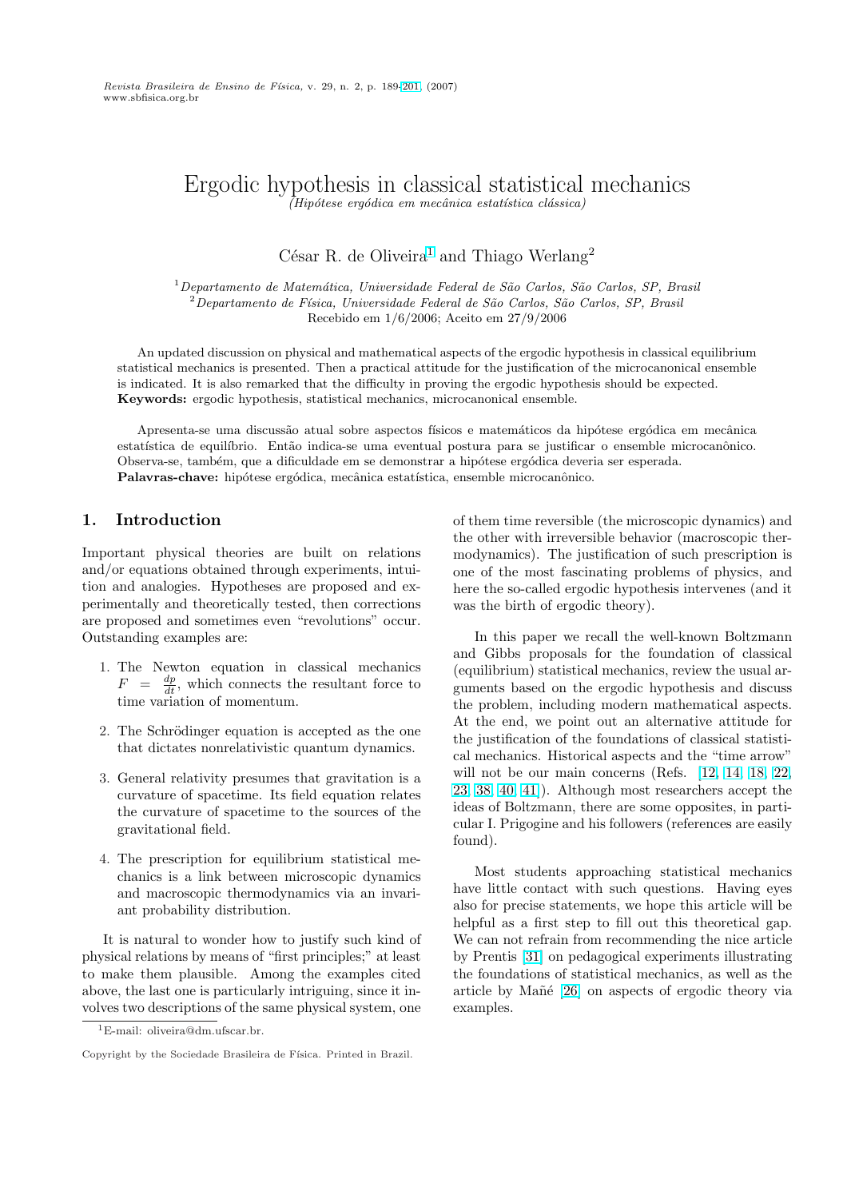# Ergodic hypothesis in classical statistical mechanics

*(Hipótese ergódica em mecânica estatística clássica)*

César R. de Oliveira[1] and Thiago Werlang[2]

[1] *Departamento de Matemática, Universidade Federal de São Carlos, São Carlos, SP, Brasil*
[2] *Departamento de Física, Universidade Federal de São Carlos, São Carlos, SP, Brasil*
Recebido em 1/6/2006; Aceito em 27/9/2006

An updated discussion on physical and mathematical aspects of the ergodic hypothesis in classical equilibrium statistical mechanics is presented. Then a practical attitude for the justification of the microcanonical ensemble is indicated. It is also remarked that the difficulty in proving the ergodic hypothesis should be expected.
**Keywords:** ergodic hypothesis, statistical mechanics, microcanonical ensemble.

Apresenta-se uma discussão atual sobre aspectos físicos e matemáticos da hipótese ergódica em mecânica estatística de equilíbrio. Então indica-se uma eventual postura para se justificar o ensemble microcanônico. Observa-se, também, que a dificuldade em se demonstrar a hipótese ergódica deveria ser esperada.
**Palavras-chave:** hipótese ergódica, mecânica estatística, ensemble microcanônico.

## 1. Introduction

Important physical theories are built on relations and/or equations obtained through experiments, intuition and analogies. Hypotheses are proposed and experimentally and theoretically tested, then corrections are proposed and sometimes even "revolutions" occur. Outstanding examples are:

1. The Newton equation in classical mechanics $F = \frac{dp}{dt}$, which connects the resultant force to time variation of momentum.
2. The Schrödinger equation is accepted as the one that dictates nonrelativistic quantum dynamics.
3. General relativity presumes that gravitation is a curvature of spacetime. Its field equation relates the curvature of spacetime to the sources of the gravitational field.
4. The prescription for equilibrium statistical mechanics is a link between microscopic dynamics and macroscopic thermodynamics via an invariant probability distribution.

It is natural to wonder how to justify such kind of physical relations by means of "first principles;" at least to make them plausible. Among the examples cited above, the last one is particularly intriguing, since it involves two descriptions of the same physical system, one of them time reversible (the microscopic dynamics) and the other with irreversible behavior (macroscopic thermodynamics). The justification of such prescription is one of the most fascinating problems of physics, and here the so-called ergodic hypothesis intervenes (and it was the birth of ergodic theory).

In this paper we recall the well-known Boltzmann and Gibbs proposals for the foundation of classical (equilibrium) statistical mechanics, review the usual arguments based on the ergodic hypothesis and discuss the problem, including modern mathematical aspects. At the end, we point out an alternative attitude for the justification of the foundations of classical statistical mechanics. Historical aspects and the "time arrow" will not be our main concerns (Refs. [12, 14, 18, 22, 23, 38, 40, 41]). Although most researchers accept the ideas of Boltzmann, there are some opposites, in particular I. Prigogine and his followers (references are easily found).

Most students approaching statistical mechanics have little contact with such questions. Having eyes also for precise statements, we hope this article will be helpful as a first step to fill out this theoretical gap. We can not refrain from recommending the nice article by Prentis [31] on pedagogical experiments illustrating the foundations of statistical mechanics, as well as the article by Mañé [26] on aspects of ergodic theory via examples.

[1] E-mail: oliveira@dm.ufscar.br.

Copyright by the Sociedade Brasileira de Física. Printed in Brazil.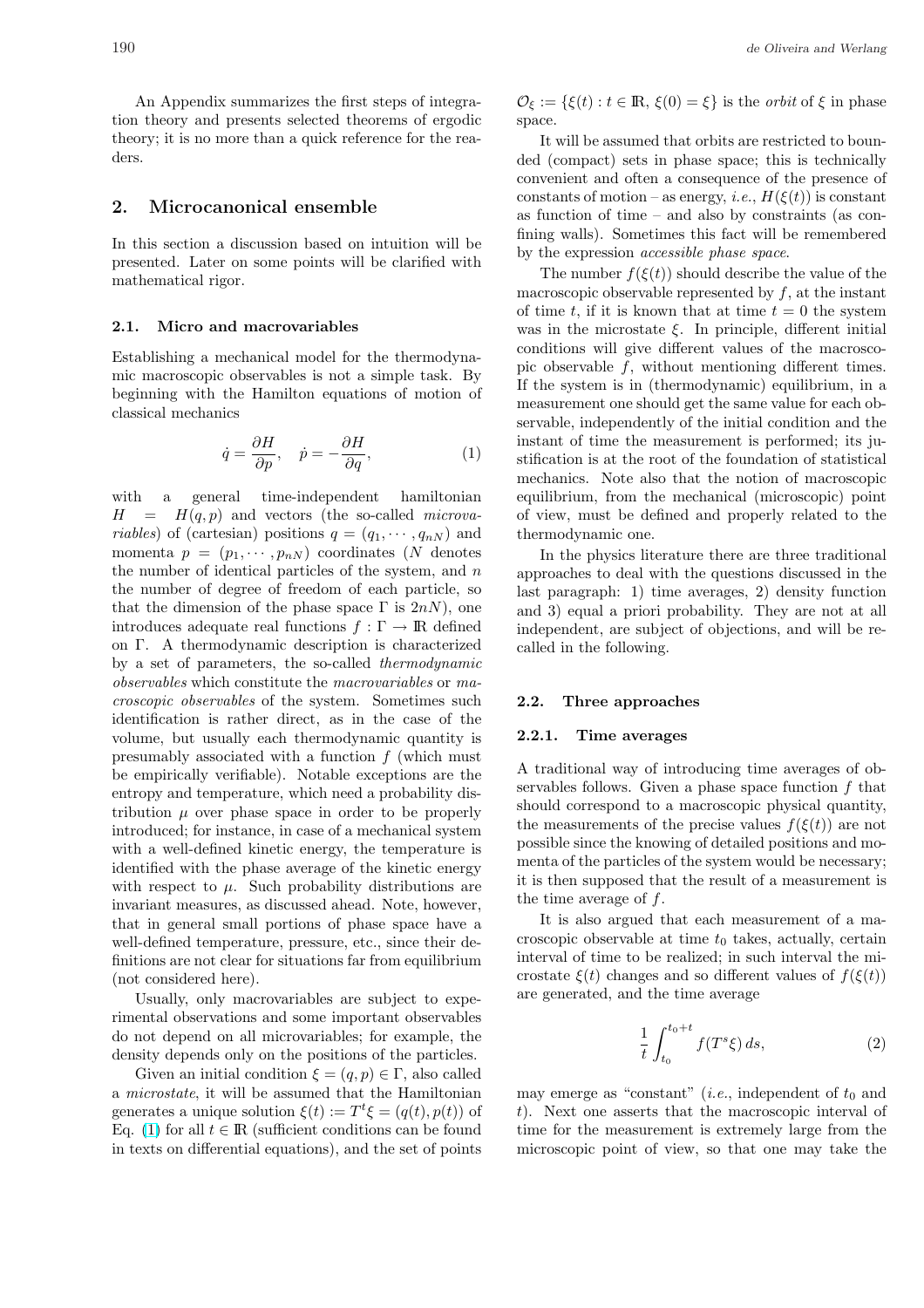An Appendix summarizes the first steps of integration theory and presents selected theorems of ergodic theory; it is no more than a quick reference for the readers.

## 2. Microcanonical ensemble

In this section a discussion based on intuition will be presented. Later on some points will be clarified with mathematical rigor.

### 2.1. Micro and macrovariables

Establishing a mechanical model for the thermodynamic macroscopic observables is not a simple task. By beginning with the Hamilton equations of motion of classical mechanics

$$\dot{q} = \frac{\partial H}{\partial p}, \quad \dot{p} = -\frac{\partial H}{\partial q}, \tag{1}$$

with a general time-independent hamiltonian $H = H(q,p)$ and vectors (the so-called *microvariables*) of (cartesian) positions $q = (q_1, \cdots, q_{nN})$ and momenta $p = (p_1, \cdots, p_{nN})$ coordinates ($N$ denotes the number of identical particles of the system, and $n$ the number of degree of freedom of each particle, so that the dimension of the phase space $\Gamma$ is $2nN$), one introduces adequate real functions $f : \Gamma \to \mathbb{R}$ defined on $\Gamma$. A thermodynamic description is characterized by a set of parameters, the so-called *thermodynamic observables* which constitute the *macrovariables* or *macroscopic observables* of the system. Sometimes such identification is rather direct, as in the case of the volume, but usually each thermodynamic quantity is presumably associated with a function $f$ (which must be empirically verifiable). Notable exceptions are the entropy and temperature, which need a probability distribution $\mu$ over phase space in order to be properly introduced; for instance, in case of a mechanical system with a well-defined kinetic energy, the temperature is identified with the phase average of the kinetic energy with respect to $\mu$. Such probability distributions are invariant measures, as discussed ahead. Note, however, that in general small portions of phase space have a well-defined temperature, pressure, etc., since their definitions are not clear for situations far from equilibrium (not considered here).

Usually, only macrovariables are subject to experimental observations and some important observables do not depend on all microvariables; for example, the density depends only on the positions of the particles.

Given an initial condition $\xi = (q,p) \in \Gamma$, also called a *microstate*, it will be assumed that the Hamiltonian generates a unique solution $\xi(t) := T^t\xi = (q(t), p(t))$ of Eq. (1) for all $t \in \mathbb{R}$ (sufficient conditions can be found in texts on differential equations), and the set of points $\mathcal{O}_\xi := \{\xi(t) : t \in \mathbb{R}, \, \xi(0) = \xi\}$ is the *orbit* of $\xi$ in phase space.

It will be assumed that orbits are restricted to bounded (compact) sets in phase space; this is technically convenient and often a consequence of the presence of constants of motion – as energy, *i.e.*, $H(\xi(t))$ is constant as function of time – and also by constraints (as confining walls). Sometimes this fact will be remembered by the expression *accessible phase space*.

The number $f(\xi(t))$ should describe the value of the macroscopic observable represented by $f$, at the instant of time $t$, if it is known that at time $t = 0$ the system was in the microstate $\xi$. In principle, different initial conditions will give different values of the macroscopic observable $f$, without mentioning different times. If the system is in (thermodynamic) equilibrium, in a measurement one should get the same value for each observable, independently of the initial condition and the instant of time the measurement is performed; its justification is at the root of the foundation of statistical mechanics. Note also that the notion of macroscopic equilibrium, from the mechanical (microscopic) point of view, must be defined and properly related to the thermodynamic one.

In the physics literature there are three traditional approaches to deal with the questions discussed in the last paragraph: 1) time averages, 2) density function and 3) equal a priori probability. They are not at all independent, are subject of objections, and will be recalled in the following.

### 2.2. Three approaches

#### 2.2.1. Time averages

A traditional way of introducing time averages of observables follows. Given a phase space function $f$ that should correspond to a macroscopic physical quantity, the measurements of the precise values $f(\xi(t))$ are not possible since the knowing of detailed positions and momenta of the particles of the system would be necessary; it is then supposed that the result of a measurement is the time average of $f$.

It is also argued that each measurement of a macroscopic observable at time $t_0$ takes, actually, certain interval of time to be realized; in such interval the microstate $\xi(t)$ changes and so different values of $f(\xi(t))$ are generated, and the time average

$$\frac{1}{t} \int_{t_0}^{t_0+t} f(T^s\xi)\, ds, \tag{2}$$

may emerge as "constant" (*i.e.*, independent of $t_0$ and $t$). Next one asserts that the macroscopic interval of time for the measurement is extremely large from the microscopic point of view, so that one may take the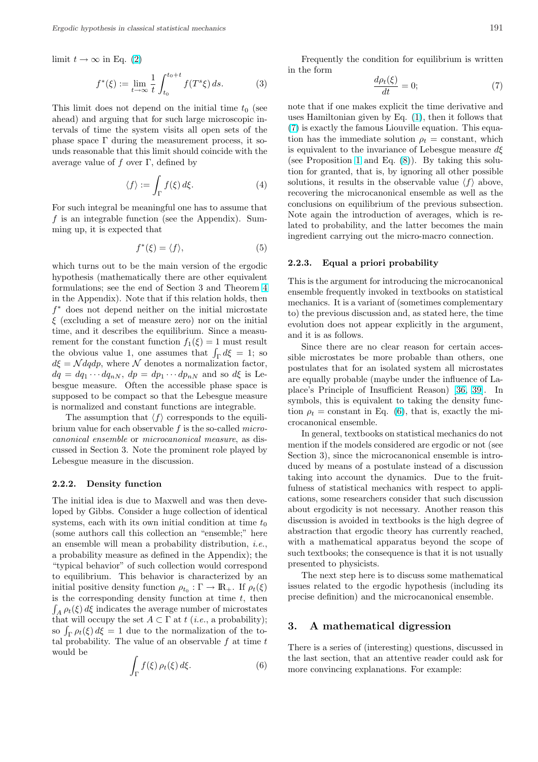limit $t \to \infty$ in Eq. (2)

$$f^*(\xi) := \lim_{t\to\infty} \frac{1}{t} \int_{t_0}^{t_0+t} f(T^s\xi)\, ds. \tag{3}$$

This limit does not depend on the initial time $t_0$ (see ahead) and arguing that for such large microscopic intervals of time the system visits all open sets of the phase space $\Gamma$ during the measurement process, it sounds reasonable that this limit should coincide with the average value of $f$ over $\Gamma$, defined by

$$\langle f\rangle := \int_\Gamma f(\xi)\, d\xi. \tag{4}$$

For such integral be meaningful one has to assume that $f$ is an integrable function (see the Appendix). Summing up, it is expected that

$$f^*(\xi) = \langle f\rangle, \tag{5}$$

which turns out to be the main version of the ergodic hypothesis (mathematically there are other equivalent formulations; see the end of Section 3 and Theorem 4 in the Appendix). Note that if this relation holds, then $f^*$ does not depend neither on the initial microstate $\xi$ (excluding a set of measure zero) nor on the initial time, and it describes the equilibrium. Since a measurement for the constant function $f_1(\xi) = 1$ must result the obvious value 1, one assumes that $\int_\Gamma d\xi = 1$; so $d\xi = \mathcal{N} dq dp$, where $\mathcal{N}$ denotes a normalization factor, $dq = dq_1 \cdots dq_{nN}$, $dp = dp_1 \cdots dp_{nN}$ and so $d\xi$ is Lebesgue measure. Often the accessible phase space is supposed to be compact so that the Lebesgue measure is normalized and constant functions are integrable.

The assumption that $\langle f\rangle$ corresponds to the equilibrium value for each observable $f$ is the so-called *microcanonical ensemble* or *microcanonical measure*, as discussed in Section 3. Note the prominent role played by Lebesgue measure in the discussion.

### 2.2.2. Density function

The initial idea is due to Maxwell and was then developed by Gibbs. Consider a huge collection of identical systems, each with its own initial condition at time $t_0$ (some authors call this collection an "ensemble;" here an ensemble will mean a probability distribution, *i.e.*, a probability measure as defined in the Appendix); the "typical behavior" of such collection would correspond to equilibrium. This behavior is characterized by an initial positive density function $\rho_{t_0} : \Gamma \to \mathbb{R}_+$. If $\rho_t(\xi)$ is the corresponding density function at time $t$, then $\int_A \rho_t(\xi)\, d\xi$ indicates the average number of microstates that will occupy the set $A \subset \Gamma$ at $t$ (*i.e.*, a probability); so $\int_\Gamma \rho_t(\xi)\, d\xi = 1$ due to the normalization of the total probability. The value of an observable $f$ at time $t$ would be

$$\int_\Gamma f(\xi)\, \rho_t(\xi)\, d\xi. \tag{6}$$

Frequently the condition for equilibrium is written in the form

$$\frac{d\rho_t(\xi)}{dt} = 0; \tag{7}$$

note that if one makes explicit the time derivative and uses Hamiltonian given by Eq. (1), then it follows that (7) is exactly the famous Liouville equation. This equation has the immediate solution $\rho_t = $ constant, which is equivalent to the invariance of Lebesgue measure $d\xi$ (see Proposition 1 and Eq. (8)). By taking this solution for granted, that is, by ignoring all other possible solutions, it results in the observable value $\langle f\rangle$ above, recovering the microcanonical ensemble as well as the conclusions on equilibrium of the previous subsection. Note again the introduction of averages, which is related to probability, and the latter becomes the main ingredient carrying out the micro-macro connection.

### 2.2.3. Equal a priori probability

This is the argument for introducing the microcanonical ensemble frequently invoked in textbooks on statistical mechanics. It is a variant of (sometimes complementary to) the previous discussion and, as stated here, the time evolution does not appear explicitly in the argument, and it is as follows.

Since there are no clear reason for certain accessible microstates be more probable than others, one postulates that for an isolated system all microstates are equally probable (maybe under the influence of Laplace's Principle of Insufficient Reason) [36, 39]. In symbols, this is equivalent to taking the density function $\rho_t = $ constant in Eq. (6), that is, exactly the microcanonical ensemble.

In general, textbooks on statistical mechanics do not mention if the models considered are ergodic or not (see Section 3), since the microcanonical ensemble is introduced by means of a postulate instead of a discussion taking into account the dynamics. Due to the fruitfulness of statistical mechanics with respect to applications, some researchers consider that such discussion about ergodicity is not necessary. Another reason this discussion is avoided in textbooks is the high degree of abstraction that ergodic theory has currently reached, with a mathematical apparatus beyond the scope of such textbooks; the consequence is that it is not usually presented to physicists.

The next step here is to discuss some mathematical issues related to the ergodic hypothesis (including its precise definition) and the microcanonical ensemble.

## 3. A mathematical digression

There is a series of (interesting) questions, discussed in the last section, that an attentive reader could ask for more convincing explanations. For example: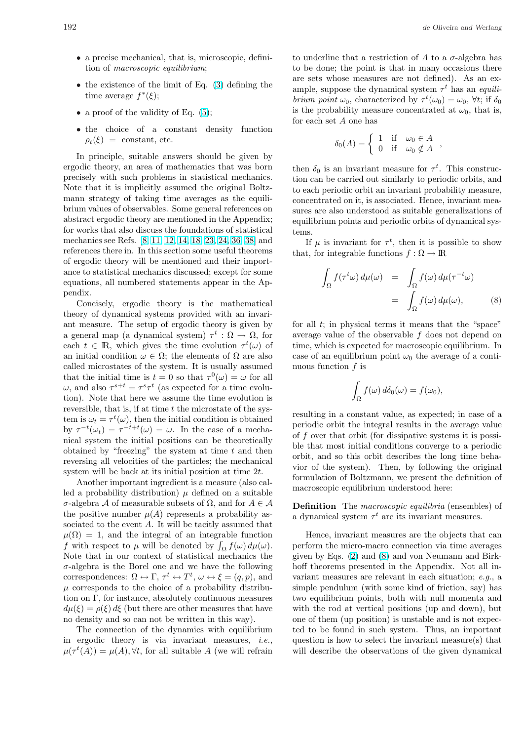- a precise mechanical, that is, microscopic, definition of *macroscopic equilibrium*;
- the existence of the limit of Eq. (3) defining the time average $f^*(\xi)$;
- a proof of the validity of Eq. (5);
- the choice of a constant density function $\rho_t(\xi)$ = constant, etc.

In principle, suitable answers should be given by ergodic theory, an area of mathematics that was born precisely with such problems in statistical mechanics. Note that it is implicitly assumed the original Boltzmann strategy of taking time averages as the equilibrium values of observables. Some general references on abstract ergodic theory are mentioned in the Appendix; for works that also discuss the foundations of statistical mechanics see Refs. [8, 11, 12, 14, 18, 23, 24, 36, 38] and references there in. In this section some useful theorems of ergodic theory will be mentioned and their importance to statistical mechanics discussed; except for some equations, all numbered statements appear in the Appendix.

Concisely, ergodic theory is the mathematical theory of dynamical systems provided with an invariant measure. The setup of ergodic theory is given by a general map (a dynamical system) $\tau^t : \Omega \to \Omega$, for each $t \in \mathbb{R}$, which gives the time evolution $\tau^t(\omega)$ of an initial condition $\omega \in \Omega$; the elements of $\Omega$ are also called microstates of the system. It is usually assumed that the initial time is $t = 0$ so that $\tau^0(\omega) = \omega$ for all $\omega$, and also $\tau^{s+t} = \tau^s\tau^t$ (as expected for a time evolution). Note that here we assume the time evolution is reversible, that is, if at time $t$ the microstate of the system is $\omega_t = \tau^t(\omega)$, then the initial condition is obtained by $\tau^{-t}(\omega_t) = \tau^{-t+t}(\omega) = \omega$. In the case of a mechanical system the initial positions can be theoretically obtained by "freezing" the system at time $t$ and then reversing all velocities of the particles; the mechanical system will be back at its initial position at time $2t$.

Another important ingredient is a measure (also called a probability distribution) $\mu$ defined on a suitable $\sigma$-algebra $\mathcal{A}$ of measurable subsets of $\Omega$, and for $A \in \mathcal{A}$ the positive number $\mu(A)$ represents a probability associated to the event $A$. It will be tacitly assumed that $\mu(\Omega) = 1$, and the integral of an integrable function $f$ with respect to $\mu$ will be denoted by $\int_\Omega f(\omega)\, d\mu(\omega)$. Note that in our context of statistical mechanics the $\sigma$-algebra is the Borel one and we have the following correspondences: $\Omega \leftrightarrow \Gamma$, $\tau^t \leftrightarrow T^t$, $\omega \leftrightarrow \xi = (q, p)$, and $\mu$ corresponds to the choice of a probability distribution on $\Gamma$, for instance, absolutely continuous measures $d\mu(\xi) = \rho(\xi)\, d\xi$ (but there are other measures that have no density and so can not be written in this way).

The connection of the dynamics with equilibrium in ergodic theory is via invariant measures, *i.e.*, $\mu(\tau^t(A)) = \mu(A), \forall t$, for all suitable $A$ (we will refrain to underline that a restriction of $A$ to a $\sigma$-algebra has to be done; the point is that in many occasions there are sets whose measures are not defined). As an example, suppose the dynamical system $\tau^t$ has an *equilibrium point* $\omega_0$, characterized by $\tau^t(\omega_0) = \omega_0$, $\forall t$; if $\delta_0$ is the probability measure concentrated at $\omega_0$, that is, for each set $A$ one has

$$\delta_0(A) = \begin{cases} 1 & \text{if} \quad \omega_0 \in A \\ 0 & \text{if} \quad \omega_0 \notin A \end{cases},$$

then $\delta_0$ is an invariant measure for $\tau^t$. This construction can be carried out similarly to periodic orbits, and to each periodic orbit an invariant probability measure, concentrated on it, is associated. Hence, invariant measures are also understood as suitable generalizations of equilibrium points and periodic orbits of dynamical systems.

If $\mu$ is invariant for $\tau^t$, then it is possible to show that, for integrable functions $f : \Omega \to \mathbb{R}$

$$\begin{aligned} \int_\Omega f(\tau^t\omega)\, d\mu(\omega) &= \int_\Omega f(\omega)\, d\mu(\tau^{-t}\omega) \\ &= \int_\Omega f(\omega)\, d\mu(\omega), \end{aligned} \tag{8}$$

for all $t$; in physical terms it means that the "space" average value of the observable $f$ does not depend on time, which is expected for macroscopic equilibrium. In case of an equilibrium point $\omega_0$ the average of a continuous function $f$ is

$$\int_\Omega f(\omega)\, d\delta_0(\omega) = f(\omega_0),$$

resulting in a constant value, as expected; in case of a periodic orbit the integral results in the average value of $f$ over that orbit (for dissipative systems it is possible that most initial conditions converge to a periodic orbit, and so this orbit describes the long time behavior of the system). Then, by following the original formulation of Boltzmann, we present the definition of macroscopic equilibrium understood here:

**Definition** The *macroscopic equilibria* (ensembles) of a dynamical system $\tau^t$ are its invariant measures.

Hence, invariant measures are the objects that can perform the micro-macro connection via time averages given by Eqs. (2) and (8) and von Neumann and Birkhoff theorems presented in the Appendix. Not all invariant measures are relevant in each situation; *e.g.*, a simple pendulum (with some kind of friction, say) has two equilibrium points, both with null momenta and with the rod at vertical positions (up and down), but one of them (up position) is unstable and is not expected to be found in such system. Thus, an important question is how to select the invariant measure(s) that will describe the observations of the given dynamical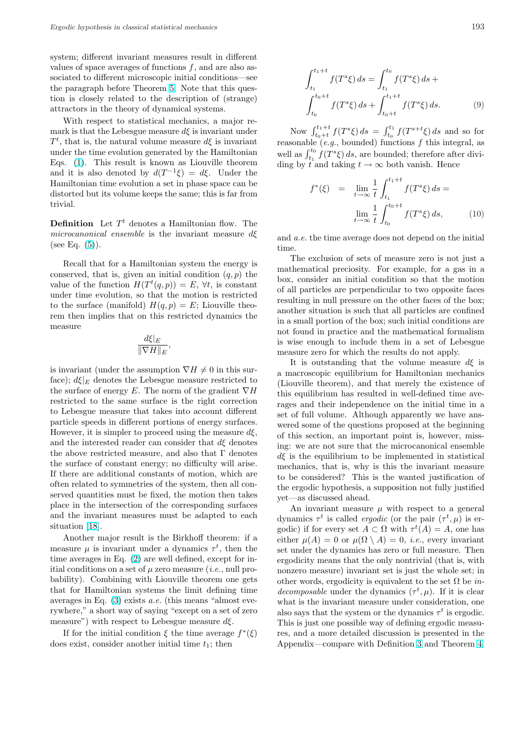system; different invariant measures result in different values of space averages of functions $f$, and are also associated to different microscopic initial conditions—see the paragraph before Theorem 5. Note that this question is closely related to the description of (strange) attractors in the theory of dynamical systems.

With respect to statistical mechanics, a major remark is that the Lebesgue measure $d\xi$ is invariant under $T^t$, that is, the natural volume measure $d\xi$ is invariant under the time evolution generated by the Hamiltonian Eqs. (1). This result is known as Liouville theorem and it is also denoted by $d(T^{-1}\xi) = d\xi$. Under the Hamiltonian time evolution a set in phase space can be distorted but its volume keeps the same; this is far from trivial.

**Definition** Let $T^t$ denotes a Hamiltonian flow. The *microcanonical ensemble* is the invariant measure $d\xi$ (see Eq. (5)).

Recall that for a Hamiltonian system the energy is conserved, that is, given an initial condition $(q, p)$ the value of the function $H(T^t(q, p)) = E$, $\forall t$, is constant under time evolution, so that the motion is restricted to the surface (manifold) $H(q, p) = E$; Liouville theorem then implies that on this restricted dynamics the measure

$$\frac{d\xi|_E}{\|\nabla H\|_E},$$

is invariant (under the assumption $\nabla H \neq 0$ in this surface); $d\xi|_E$ denotes the Lebesgue measure restricted to the surface of energy $E$. The norm of the gradient $\nabla H$ restricted to the same surface is the right correction to Lebesgue measure that takes into account different particle speeds in different portions of energy surfaces. However, it is simpler to proceed using the measure $d\xi$, and the interested reader can consider that $d\xi$ denotes the above restricted measure, and also that $\Gamma$ denotes the surface of constant energy; no difficulty will arise. If there are additional constants of motion, which are often related to symmetries of the system, then all conserved quantities must be fixed, the motion then takes place in the intersection of the corresponding surfaces and the invariant measures must be adapted to each situation [18].

Another major result is the Birkhoff theorem: if a measure $\mu$ is invariant under a dynamics $\tau^t$, then the time averages in Eq. (2) are well defined, except for initial conditions on a set of $\mu$ zero measure (*i.e.*, null probability). Combining with Liouville theorem one gets that for Hamiltonian systems the limit defining time averages in Eq. (3) exists *a.e.* (this means "almost everywhere," a short way of saying "except on a set of zero measure") with respect to Lebesgue measure $d\xi$.

If for the initial condition $\xi$ the time average $f^*(\xi)$ does exist, consider another initial time $t_1$; then

$$\int_{t_1}^{t_1+t} f(T^s\xi)\,ds = \int_{t_1}^{t_0} f(T^s\xi)\,ds + \int_{t_0}^{t_0+t} f(T^s\xi)\,ds + \int_{t_0+t}^{t_1+t} f(T^s\xi)\,ds. \qquad (9)$$

Now $\int_{t_0+t}^{t_1+t} f(T^s\xi)\,ds = \int_{t_0}^{t_1} f(T^{s+t}\xi)\,ds$ and so for reasonable (*e.g.*, bounded) functions $f$ this integral, as well as $\int_{t_1}^{t_0} f(T^s\xi)\,ds$, are bounded; therefore after dividing by $t$ and taking $t \to \infty$ both vanish. Hence

$$f^*(\xi) = \lim_{t\to\infty} \frac{1}{t}\int_{t_1}^{t_1+t} f(T^s\xi)\,ds = \lim_{t\to\infty} \frac{1}{t}\int_{t_0}^{t_0+t} f(T^s\xi)\,ds, \qquad (10)$$

and *a.e.* the time average does not depend on the initial time.

The exclusion of sets of measure zero is not just a mathematical preciosity. For example, for a gas in a box, consider an initial condition so that the motion of all particles are perpendicular to two opposite faces resulting in null pressure on the other faces of the box; another situation is such that all particles are confined in a small portion of the box; such initial conditions are not found in practice and the mathematical formalism is wise enough to include them in a set of Lebesgue measure zero for which the results do not apply.

It is outstanding that the volume measure $d\xi$ is a macroscopic equilibrium for Hamiltonian mechanics (Liouville theorem), and that merely the existence of this equilibrium has resulted in well-defined time averages and their independence on the initial time in a set of full volume. Although apparently we have answered some of the questions proposed at the beginning of this section, an important point is, however, missing: we are not sure that the microcanonical ensemble $d\xi$ is the equilibrium to be implemented in statistical mechanics, that is, why is this the invariant measure to be considered? This is the wanted justification of the ergodic hypothesis, a supposition not fully justified yet—as discussed ahead.

An invariant measure $\mu$ with respect to a general dynamics $\tau^t$ is called *ergodic* (or the pair $(\tau^t, \mu)$ is ergodic) if for every set $A \subset \Omega$ with $\tau^t(A) = A$, one has either $\mu(A) = 0$ or $\mu(\Omega \setminus A) = 0$, *i.e.*, every invariant set under the dynamics has zero or full measure. Then ergodicity means that the only nontrivial (that is, with nonzero measure) invariant set is just the whole set; in other words, ergodicity is equivalent to the set $\Omega$ be *indecomposable* under the dynamics $(\tau^t, \mu)$. If it is clear what is the invariant measure under consideration, one also says that the system or the dynamics $\tau^t$ is ergodic. This is just one possible way of defining ergodic measures, and a more detailed discussion is presented in the Appendix—compare with Definition 3 and Theorem 4.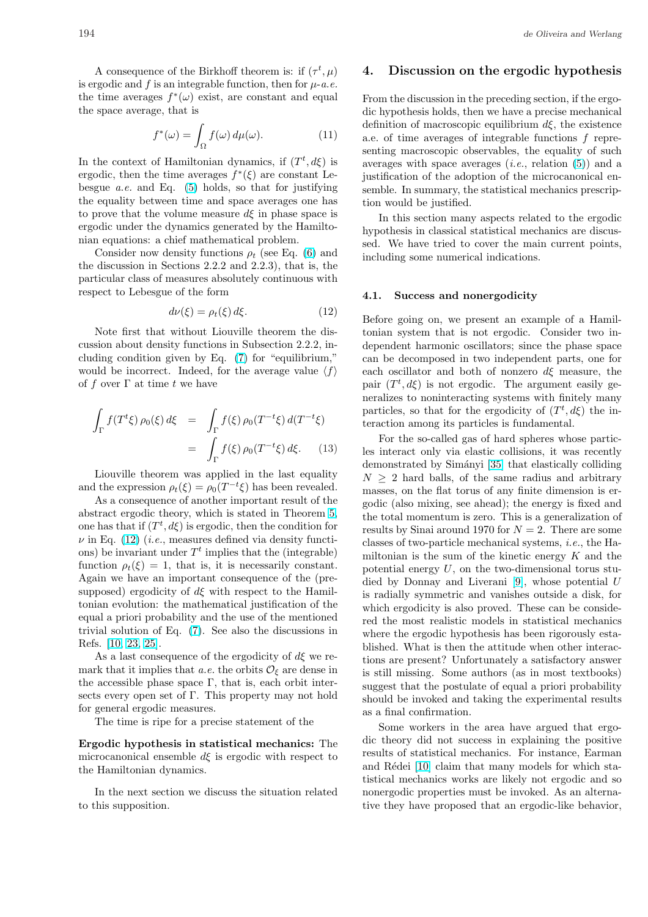A consequence of the Birkhoff theorem is: if $(\tau^t, \mu)$ is ergodic and $f$ is an integrable function, then for $\mu$-*a.e.* the time averages $f^*(\omega)$ exist, are constant and equal the space average, that is

$$f^*(\omega) = \int_\Omega f(\omega)\, d\mu(\omega). \tag{11}$$

In the context of Hamiltonian dynamics, if $(T^t, d\xi)$ is ergodic, then the time averages $f^*(\xi)$ are constant Lebesgue *a.e.* and Eq. (5) holds, so that for justifying the equality between time and space averages one has to prove that the volume measure $d\xi$ in phase space is ergodic under the dynamics generated by the Hamiltonian equations: a chief mathematical problem.

Consider now density functions $\rho_t$ (see Eq. (6) and the discussion in Sections 2.2.2 and 2.2.3), that is, the particular class of measures absolutely continuous with respect to Lebesgue of the form

$$d\nu(\xi) = \rho_t(\xi)\, d\xi. \tag{12}$$

Note first that without Liouville theorem the discussion about density functions in Subsection 2.2.2, including condition given by Eq. (7) for "equilibrium," would be incorrect. Indeed, for the average value $\langle f \rangle$ of $f$ over $\Gamma$ at time $t$ we have

$$\begin{aligned} \int_\Gamma f(T^t\xi)\, \rho_0(\xi)\, d\xi &= \int_\Gamma f(\xi)\, \rho_0(T^{-t}\xi)\, d(T^{-t}\xi) \\ &= \int_\Gamma f(\xi)\, \rho_0(T^{-t}\xi)\, d\xi. \end{aligned} \tag{13}$$

Liouville theorem was applied in the last equality and the expression $\rho_t(\xi) = \rho_0(T^{-t}\xi)$ has been revealed.

As a consequence of another important result of the abstract ergodic theory, which is stated in Theorem 5, one has that if $(T^t, d\xi)$ is ergodic, then the condition for $\nu$ in Eq. (12) (*i.e.*, measures defined via density functions) be invariant under $T^t$ implies that the (integrable) function $\rho_t(\xi) = 1$, that is, it is necessarily constant. Again we have an important consequence of the (presupposed) ergodicity of $d\xi$ with respect to the Hamiltonian evolution: the mathematical justification of the equal a priori probability and the use of the mentioned trivial solution of Eq. (7). See also the discussions in Refs. [10, 23, 25].

As a last consequence of the ergodicity of $d\xi$ we remark that it implies that *a.e.* the orbits $\mathcal{O}_\xi$ are dense in the accessible phase space $\Gamma$, that is, each orbit intersects every open set of $\Gamma$. This property may not hold for general ergodic measures.

The time is ripe for a precise statement of the

**Ergodic hypothesis in statistical mechanics:** The microcanonical ensemble $d\xi$ is ergodic with respect to the Hamiltonian dynamics.

In the next section we discuss the situation related to this supposition.

## 4. Discussion on the ergodic hypothesis

From the discussion in the preceding section, if the ergodic hypothesis holds, then we have a precise mechanical definition of macroscopic equilibrium $d\xi$, the existence a.e. of time averages of integrable functions $f$ representing macroscopic observables, the equality of such averages with space averages (*i.e.*, relation (5)) and a justification of the adoption of the microcanonical ensemble. In summary, the statistical mechanics prescription would be justified.

In this section many aspects related to the ergodic hypothesis in classical statistical mechanics are discussed. We have tried to cover the main current points, including some numerical indications.

### 4.1. Success and nonergodicity

Before going on, we present an example of a Hamiltonian system that is not ergodic. Consider two independent harmonic oscillators; since the phase space can be decomposed in two independent parts, one for each oscillator and both of nonzero $d\xi$ measure, the pair $(T^t, d\xi)$ is not ergodic. The argument easily generalizes to noninteracting systems with finitely many particles, so that for the ergodicity of $(T^t, d\xi)$ the interaction among its particles is fundamental.

For the so-called gas of hard spheres whose particles interact only via elastic collisions, it was recently demonstrated by Simányi [35] that elastically colliding $N \geq 2$ hard balls, of the same radius and arbitrary masses, on the flat torus of any finite dimension is ergodic (also mixing, see ahead); the energy is fixed and the total momentum is zero. This is a generalization of results by Sinai around 1970 for $N = 2$. There are some classes of two-particle mechanical systems, *i.e.*, the Hamiltonian is the sum of the kinetic energy $K$ and the potential energy $U$, on the two-dimensional torus studied by Donnay and Liverani [9], whose potential $U$ is radially symmetric and vanishes outside a disk, for which ergodicity is also proved. These can be considered the most realistic models in statistical mechanics where the ergodic hypothesis has been rigorously established. What is then the attitude when other interactions are present? Unfortunately a satisfactory answer is still missing. Some authors (as in most textbooks) suggest that the postulate of equal a priori probability should be invoked and taking the experimental results as a final confirmation.

Some workers in the area have argued that ergodic theory did not success in explaining the positive results of statistical mechanics. For instance, Earman and Rédei [10] claim that many models for which statistical mechanics works are likely not ergodic and so nonergodic properties must be invoked. As an alternative they have proposed that an ergodic-like behavior,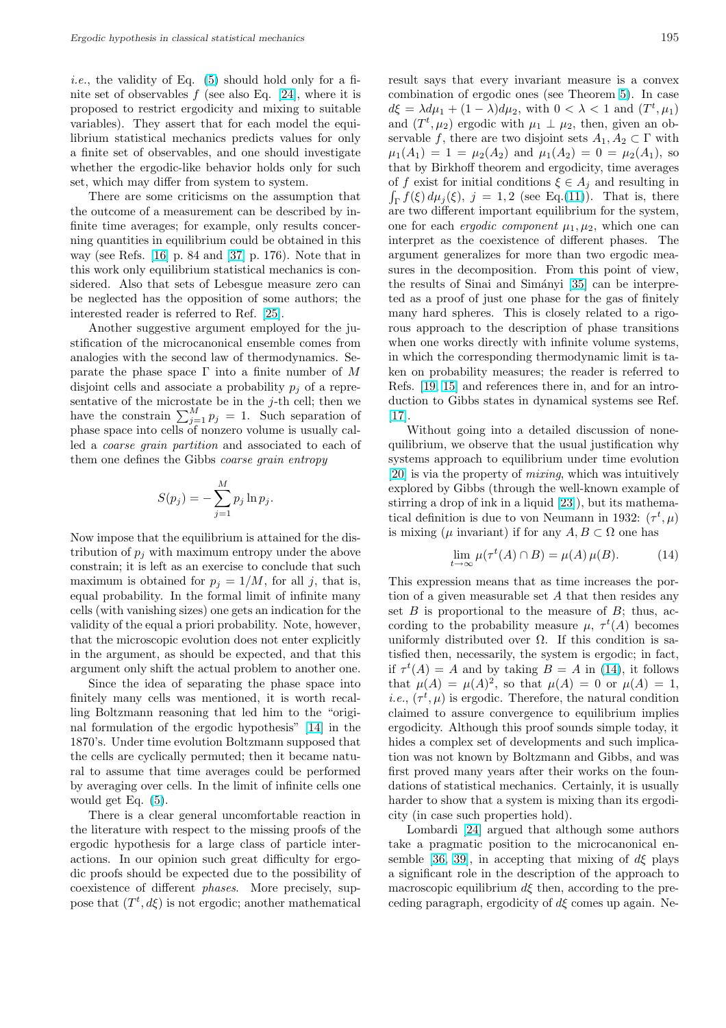*i.e.*, the validity of Eq. (5) should hold only for a finite set of observables $f$ (see also Eq. [24], where it is proposed to restrict ergodicity and mixing to suitable variables). They assert that for each model the equilibrium statistical mechanics predicts values for only a finite set of observables, and one should investigate whether the ergodic-like behavior holds only for such set, which may differ from system to system.

There are some criticisms on the assumption that the outcome of a measurement can be described by infinite time averages; for example, only results concerning quantities in equilibrium could be obtained in this way (see Refs. [16] p. 84 and [37] p. 176). Note that in this work only equilibrium statistical mechanics is considered. Also that sets of Lebesgue measure zero can be neglected has the opposition of some authors; the interested reader is referred to Ref. [25].

Another suggestive argument employed for the justification of the microcanonical ensemble comes from analogies with the second law of thermodynamics. Separate the phase space $\Gamma$ into a finite number of $M$ disjoint cells and associate a probability $p_j$ of a representative of the microstate be in the $j$-th cell; then we have the constrain $\sum_{j=1}^{M} p_j = 1$. Such separation of phase space into cells of nonzero volume is usually called a *coarse grain partition* and associated to each of them one defines the Gibbs *coarse grain entropy*

$$S(p_j) = -\sum_{j=1}^{M} p_j \ln p_j.$$

Now impose that the equilibrium is attained for the distribution of $p_j$ with maximum entropy under the above constrain; it is left as an exercise to conclude that such maximum is obtained for $p_j = 1/M$, for all $j$, that is, equal probability. In the formal limit of infinite many cells (with vanishing sizes) one gets an indication for the validity of the equal a priori probability. Note, however, that the microscopic evolution does not enter explicitly in the argument, as should be expected, and that this argument only shift the actual problem to another one.

Since the idea of separating the phase space into finitely many cells was mentioned, it is worth recalling Boltzmann reasoning that led him to the "original formulation of the ergodic hypothesis" [14] in the 1870's. Under time evolution Boltzmann supposed that the cells are cyclically permuted; then it became natural to assume that time averages could be performed by averaging over cells. In the limit of infinite cells one would get Eq. (5).

There is a clear general uncomfortable reaction in the literature with respect to the missing proofs of the ergodic hypothesis for a large class of particle interactions. In our opinion such great difficulty for ergodic proofs should be expected due to the possibility of coexistence of different *phases*. More precisely, suppose that $(T^t, d\xi)$ is not ergodic; another mathematical result says that every invariant measure is a convex combination of ergodic ones (see Theorem 5). In case $d\xi = \lambda d\mu_1 + (1-\lambda)d\mu_2$, with $0 < \lambda < 1$ and $(T^t, \mu_1)$ and $(T^t, \mu_2)$ ergodic with $\mu_1 \perp \mu_2$, then, given an observable $f$, there are two disjoint sets $A_1, A_2 \subset \Gamma$ with $\mu_1(A_1) = 1 = \mu_2(A_2)$ and $\mu_1(A_2) = 0 = \mu_2(A_1)$, so that by Birkhoff theorem and ergodicity, time averages of $f$ exist for initial conditions $\xi \in A_j$ and resulting in $\int_\Gamma f(\xi)\, d\mu_j(\xi)$, $j = 1, 2$ (see Eq.(11)). That is, there are two different important equilibrium for the system, one for each *ergodic component* $\mu_1, \mu_2$, which one can interpret as the coexistence of different phases. The argument generalizes for more than two ergodic measures in the decomposition. From this point of view, the results of Sinai and Simányi [35] can be interpreted as a proof of just one phase for the gas of finitely many hard spheres. This is closely related to a rigorous approach to the description of phase transitions when one works directly with infinite volume systems, in which the corresponding thermodynamic limit is taken on probability measures; the reader is referred to Refs. [19, 15] and references there in, and for an introduction to Gibbs states in dynamical systems see Ref. [17].

Without going into a detailed discussion of nonequilibrium, we observe that the usual justification why systems approach to equilibrium under time evolution [20] is via the property of *mixing*, which was intuitively explored by Gibbs (through the well-known example of stirring a drop of ink in a liquid [23]), but its mathematical definition is due to von Neumann in 1932: $(\tau^t, \mu)$ is mixing ($\mu$ invariant) if for any $A, B \subset \Omega$ one has

$$\lim_{t\to\infty} \mu(\tau^t(A) \cap B) = \mu(A)\, \mu(B). \tag{14}$$

This expression means that as time increases the portion of a given measurable set $A$ that then resides any set $B$ is proportional to the measure of $B$; thus, according to the probability measure $\mu$, $\tau^t(A)$ becomes uniformly distributed over $\Omega$. If this condition is satisfied then, necessarily, the system is ergodic; in fact, if $\tau^t(A) = A$ and by taking $B = A$ in (14), it follows that $\mu(A) = \mu(A)^2$, so that $\mu(A) = 0$ or $\mu(A) = 1$, *i.e.*, $(\tau^t, \mu)$ is ergodic. Therefore, the natural condition claimed to assure convergence to equilibrium implies ergodicity. Although this proof sounds simple today, it hides a complex set of developments and such implication was not known by Boltzmann and Gibbs, and was first proved many years after their works on the foundations of statistical mechanics. Certainly, it is usually harder to show that a system is mixing than its ergodicity (in case such properties hold).

Lombardi [24] argued that although some authors take a pragmatic position to the microcanonical ensemble [36, 39], in accepting that mixing of $d\xi$ plays a significant role in the description of the approach to macroscopic equilibrium $d\xi$ then, according to the preceding paragraph, ergodicity of $d\xi$ comes up again. Ne-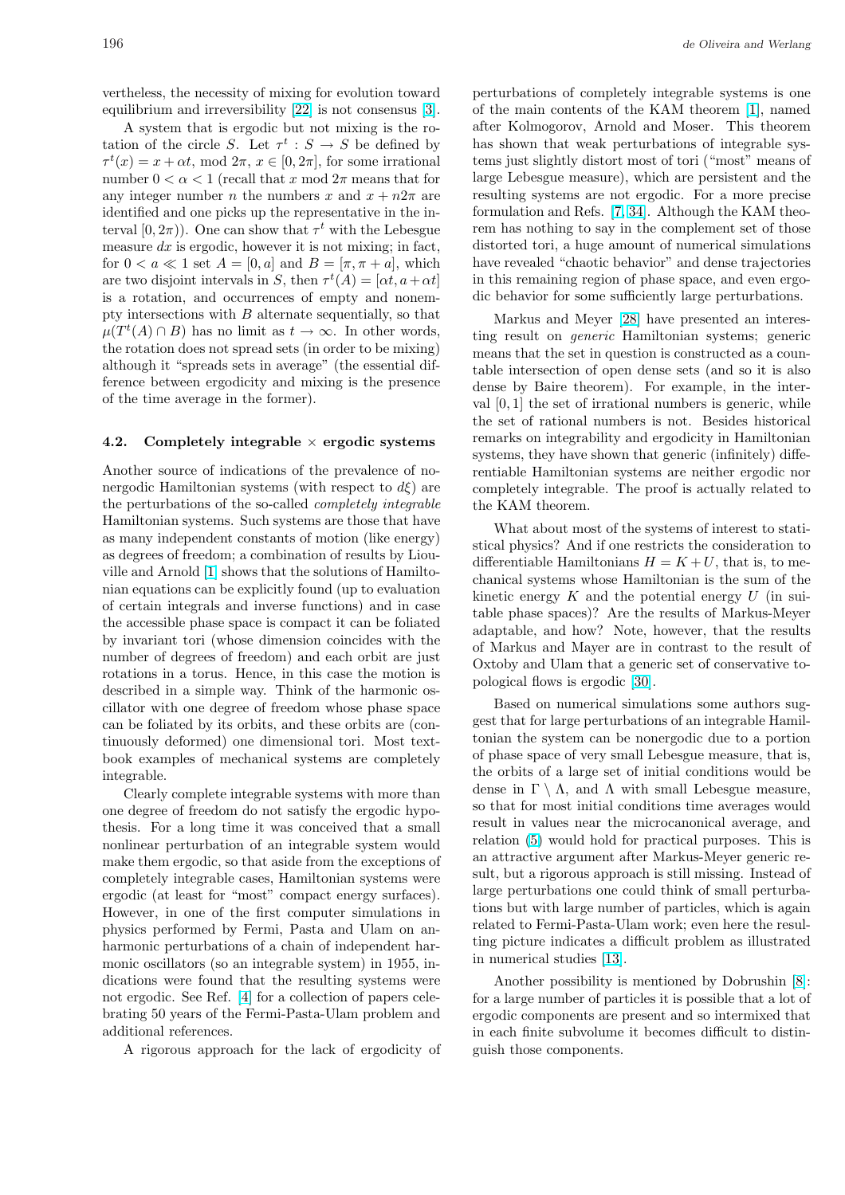vertheless, the necessity of mixing for evolution toward equilibrium and irreversibility [22] is not consensus [3].

A system that is ergodic but not mixing is the rotation of the circle $S$. Let $\tau^t : S \to S$ be defined by $\tau^t(x) = x + \alpha t$, mod $2\pi$, $x \in [0, 2\pi]$, for some irrational number $0 < \alpha < 1$ (recall that $x$ mod $2\pi$ means that for any integer number $n$ the numbers $x$ and $x + n2\pi$ are identified and one picks up the representative in the interval $[0, 2\pi)$). One can show that $\tau^t$ with the Lebesgue measure $dx$ is ergodic, however it is not mixing; in fact, for $0 < a \ll 1$ set $A = [0, a]$ and $B = [\pi, \pi + a]$, which are two disjoint intervals in $S$, then $\tau^t(A) = [\alpha t, a + \alpha t]$ is a rotation, and occurrences of empty and nonempty intersections with $B$ alternate sequentially, so that $\mu(T^t(A) \cap B)$ has no limit as $t \to \infty$. In other words, the rotation does not spread sets (in order to be mixing) although it "spreads sets in average" (the essential difference between ergodicity and mixing is the presence of the time average in the former).

### 4.2. Completely integrable × ergodic systems

Another source of indications of the prevalence of nonergodic Hamiltonian systems (with respect to $d\xi$) are the perturbations of the so-called *completely integrable* Hamiltonian systems. Such systems are those that have as many independent constants of motion (like energy) as degrees of freedom; a combination of results by Liouville and Arnold [1] shows that the solutions of Hamiltonian equations can be explicitly found (up to evaluation of certain integrals and inverse functions) and in case the accessible phase space is compact it can be foliated by invariant tori (whose dimension coincides with the number of degrees of freedom) and each orbit are just rotations in a torus. Hence, in this case the motion is described in a simple way. Think of the harmonic oscillator with one degree of freedom whose phase space can be foliated by its orbits, and these orbits are (continuously deformed) one dimensional tori. Most textbook examples of mechanical systems are completely integrable.

Clearly complete integrable systems with more than one degree of freedom do not satisfy the ergodic hypothesis. For a long time it was conceived that a small nonlinear perturbation of an integrable system would make them ergodic, so that aside from the exceptions of completely integrable cases, Hamiltonian systems were ergodic (at least for "most" compact energy surfaces). However, in one of the first computer simulations in physics performed by Fermi, Pasta and Ulam on anharmonic perturbations of a chain of independent harmonic oscillators (so an integrable system) in 1955, indications were found that the resulting systems were not ergodic. See Ref. [4] for a collection of papers celebrating 50 years of the Fermi-Pasta-Ulam problem and additional references.

A rigorous approach for the lack of ergodicity of perturbations of completely integrable systems is one of the main contents of the KAM theorem [1], named after Kolmogorov, Arnold and Moser. This theorem has shown that weak perturbations of integrable systems just slightly distort most of tori ("most" means of large Lebesgue measure), which are persistent and the resulting systems are not ergodic. For a more precise formulation and Refs. [7, 34]. Although the KAM theorem has nothing to say in the complement set of those distorted tori, a huge amount of numerical simulations have revealed "chaotic behavior" and dense trajectories in this remaining region of phase space, and even ergodic behavior for some sufficiently large perturbations.

Markus and Meyer [28] have presented an interesting result on *generic* Hamiltonian systems; generic means that the set in question is constructed as a countable intersection of open dense sets (and so it is also dense by Baire theorem). For example, in the interval $[0, 1]$ the set of irrational numbers is generic, while the set of rational numbers is not. Besides historical remarks on integrability and ergodicity in Hamiltonian systems, they have shown that generic (infinitely) differentiable Hamiltonian systems are neither ergodic nor completely integrable. The proof is actually related to the KAM theorem.

What about most of the systems of interest to statistical physics? And if one restricts the consideration to differentiable Hamiltonians $H = K + U$, that is, to mechanical systems whose Hamiltonian is the sum of the kinetic energy $K$ and the potential energy $U$ (in suitable phase spaces)? Are the results of Markus-Meyer adaptable, and how? Note, however, that the results of Markus and Mayer are in contrast to the result of Oxtoby and Ulam that a generic set of conservative topological flows is ergodic [30].

Based on numerical simulations some authors suggest that for large perturbations of an integrable Hamiltonian the system can be nonergodic due to a portion of phase space of very small Lebesgue measure, that is, the orbits of a large set of initial conditions would be dense in $\Gamma \setminus \Lambda$, and $\Lambda$ with small Lebesgue measure, so that for most initial conditions time averages would result in values near the microcanonical average, and relation (5) would hold for practical purposes. This is an attractive argument after Markus-Meyer generic result, but a rigorous approach is still missing. Instead of large perturbations one could think of small perturbations but with large number of particles, which is again related to Fermi-Pasta-Ulam work; even here the resulting picture indicates a difficult problem as illustrated in numerical studies [13].

Another possibility is mentioned by Dobrushin [8]: for a large number of particles it is possible that a lot of ergodic components are present and so intermixed that in each finite subvolume it becomes difficult to distinguish those components.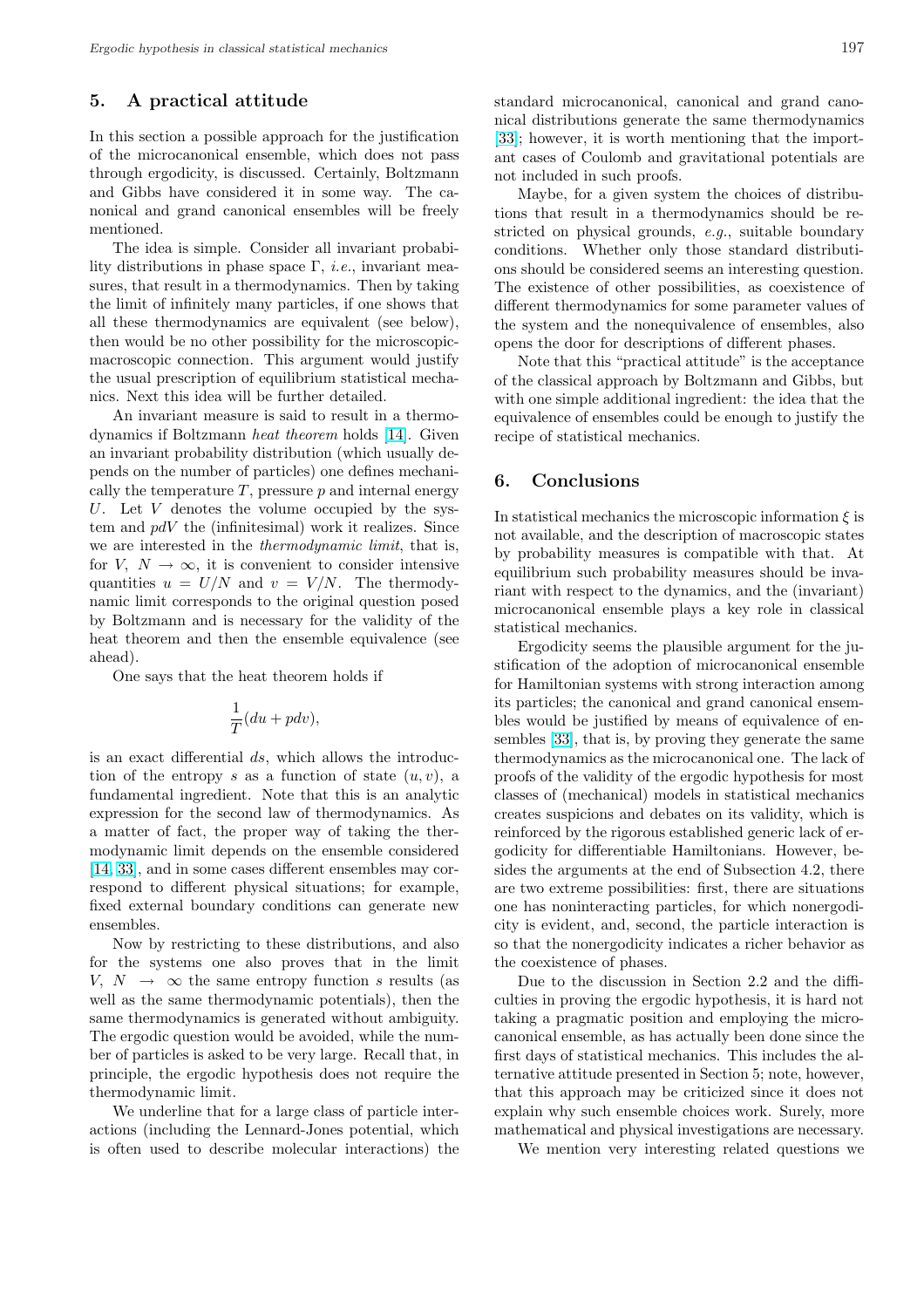## 5. A practical attitude

In this section a possible approach for the justification of the microcanonical ensemble, which does not pass through ergodicity, is discussed. Certainly, Boltzmann and Gibbs have considered it in some way. The canonical and grand canonical ensembles will be freely mentioned.

The idea is simple. Consider all invariant probability distributions in phase space $\Gamma$, *i.e.*, invariant measures, that result in a thermodynamics. Then by taking the limit of infinitely many particles, if one shows that all these thermodynamics are equivalent (see below), then would be no other possibility for the microscopic-macroscopic connection. This argument would justify the usual prescription of equilibrium statistical mechanics. Next this idea will be further detailed.

An invariant measure is said to result in a thermodynamics if Boltzmann *heat theorem* holds [14]. Given an invariant probability distribution (which usually depends on the number of particles) one defines mechanically the temperature $T$, pressure $p$ and internal energy $U$. Let $V$ denotes the volume occupied by the system and $pdV$ the (infinitesimal) work it realizes. Since we are interested in the *thermodynamic limit*, that is, for $V,\ N \to \infty$, it is convenient to consider intensive quantities $u = U/N$ and $v = V/N$. The thermodynamic limit corresponds to the original question posed by Boltzmann and is necessary for the validity of the heat theorem and then the ensemble equivalence (see ahead).

One says that the heat theorem holds if

$$\frac{1}{T}(du + pdv),$$

is an exact differential $ds$, which allows the introduction of the entropy $s$ as a function of state $(u, v)$, a fundamental ingredient. Note that this is an analytic expression for the second law of thermodynamics. As a matter of fact, the proper way of taking the thermodynamic limit depends on the ensemble considered [14, 33], and in some cases different ensembles may correspond to different physical situations; for example, fixed external boundary conditions can generate new ensembles.

Now by restricting to these distributions, and also for the systems one also proves that in the limit $V,\ N \ \to \ \infty$ the same entropy function $s$ results (as well as the same thermodynamic potentials), then the same thermodynamics is generated without ambiguity. The ergodic question would be avoided, while the number of particles is asked to be very large. Recall that, in principle, the ergodic hypothesis does not require the thermodynamic limit.

We underline that for a large class of particle interactions (including the Lennard-Jones potential, which is often used to describe molecular interactions) the standard microcanonical, canonical and grand canonical distributions generate the same thermodynamics [33]; however, it is worth mentioning that the important cases of Coulomb and gravitational potentials are not included in such proofs.

Maybe, for a given system the choices of distributions that result in a thermodynamics should be restricted on physical grounds, *e.g.*, suitable boundary conditions. Whether only those standard distributions should be considered seems an interesting question. The existence of other possibilities, as coexistence of different thermodynamics for some parameter values of the system and the nonequivalence of ensembles, also opens the door for descriptions of different phases.

Note that this "practical attitude" is the acceptance of the classical approach by Boltzmann and Gibbs, but with one simple additional ingredient: the idea that the equivalence of ensembles could be enough to justify the recipe of statistical mechanics.

## 6. Conclusions

In statistical mechanics the microscopic information $\xi$ is not available, and the description of macroscopic states by probability measures is compatible with that. At equilibrium such probability measures should be invariant with respect to the dynamics, and the (invariant) microcanonical ensemble plays a key role in classical statistical mechanics.

Ergodicity seems the plausible argument for the justification of the adoption of microcanonical ensemble for Hamiltonian systems with strong interaction among its particles; the canonical and grand canonical ensembles would be justified by means of equivalence of ensembles [33], that is, by proving they generate the same thermodynamics as the microcanonical one. The lack of proofs of the validity of the ergodic hypothesis for most classes of (mechanical) models in statistical mechanics creates suspicions and debates on its validity, which is reinforced by the rigorous established generic lack of ergodicity for differentiable Hamiltonians. However, besides the arguments at the end of Subsection 4.2, there are two extreme possibilities: first, there are situations one has noninteracting particles, for which nonergodicity is evident, and, second, the particle interaction is so that the nonergodicity indicates a richer behavior as the coexistence of phases.

Due to the discussion in Section 2.2 and the difficulties in proving the ergodic hypothesis, it is hard not taking a pragmatic position and employing the microcanonical ensemble, as has actually been done since the first days of statistical mechanics. This includes the alternative attitude presented in Section 5; note, however, that this approach may be criticized since it does not explain why such ensemble choices work. Surely, more mathematical and physical investigations are necessary.

We mention very interesting related questions we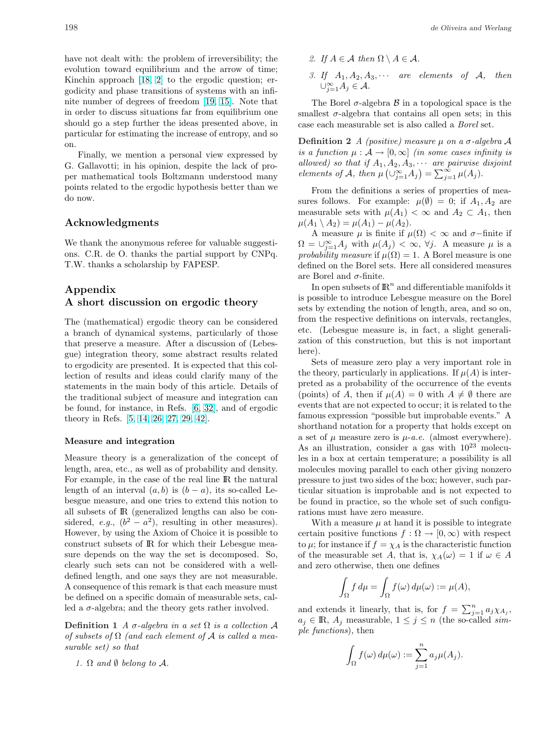have not dealt with: the problem of irreversibility; the evolution toward equilibrium and the arrow of time; Kinchin approach [18, 2] to the ergodic question; ergodicity and phase transitions of systems with an infinite number of degrees of freedom [19, 15]. Note that in order to discuss situations far from equilibrium one should go a step further the ideas presented above, in particular for estimating the increase of entropy, and so on.

Finally, we mention a personal view expressed by G. Gallavotti; in his opinion, despite the lack of proper mathematical tools Boltzmann understood many points related to the ergodic hypothesis better than we do now.

## Acknowledgments

We thank the anonymous referee for valuable suggestions. C.R. de O. thanks the partial support by CNPq. T.W. thanks a scholarship by FAPESP.

## Appendix
## A short discussion on ergodic theory

The (mathematical) ergodic theory can be considered a branch of dynamical systems, particularly of those that preserve a measure. After a discussion of (Lebesgue) integration theory, some abstract results related to ergodicity are presented. It is expected that this collection of results and ideas could clarify many of the statements in the main body of this article. Details of the traditional subject of measure and integration can be found, for instance, in Refs. [6, 32], and of ergodic theory in Refs. [5, 14, 26, 27, 29, 42].

### Measure and integration

Measure theory is a generalization of the concept of length, area, etc., as well as of probability and density. For example, in the case of the real line $\mathbb{R}$ the natural length of an interval $(a, b)$ is $(b - a)$, its so-called Lebesgue measure, and one tries to extend this notion to all subsets of $\mathbb{R}$ (generalized lengths can also be considered, *e.g.*, $(b^2 - a^2)$, resulting in other measures). However, by using the Axiom of Choice it is possible to construct subsets of $\mathbb{R}$ for which their Lebesgue measure depends on the way the set is decomposed. So, clearly such sets can not be considered with a well-defined length, and one says they are not measurable. A consequence of this remark is that each measure must be defined on a specific domain of measurable sets, called a $\sigma$-algebra; and the theory gets rather involved.

**Definition 1** *A $\sigma$-algebra in a set $\Omega$ is a collection $\mathcal{A}$ of subsets of $\Omega$ (and each element of $\mathcal{A}$ is called a measurable set) so that*

1. *$\Omega$ and $\emptyset$ belong to $\mathcal{A}$.*
2. *If $A \in \mathcal{A}$ then $\Omega \setminus A \in \mathcal{A}$.*
3. *If $A_1, A_2, A_3, \cdots$ are elements of $\mathcal{A}$, then $\cup_{j=1}^{\infty} A_j \in \mathcal{A}$.*

The Borel $\sigma$-algebra $\mathcal{B}$ in a topological space is the smallest $\sigma$-algebra that contains all open sets; in this case each measurable set is also called a *Borel* set.

**Definition 2** *A (positive) measure $\mu$ on a $\sigma$-algebra $\mathcal{A}$ is a function $\mu : \mathcal{A} \to [0, \infty]$ (in some cases infinity is allowed) so that if $A_1, A_2, A_3, \cdots$ are pairwise disjoint elements of $\mathcal{A}$, then $\mu\left(\cup_{j=1}^{\infty} A_j\right) = \sum_{j=1}^{\infty} \mu(A_j)$.*

From the definitions a series of properties of measures follows. For example: $\mu(\emptyset) = 0$; if $A_1, A_2$ are measurable sets with $\mu(A_1) < \infty$ and $A_2 \subset A_1$, then $\mu(A_1 \setminus A_2) = \mu(A_1) - \mu(A_2)$.

A measure $\mu$ is finite if $\mu(\Omega) < \infty$ and $\sigma-$finite if $\Omega = \cup_{j=1}^{\infty} A_j$ with $\mu(A_j) < \infty$, $\forall j$. A measure $\mu$ is a *probability measure* if $\mu(\Omega) = 1$. A Borel measure is one defined on the Borel sets. Here all considered measures are Borel and $\sigma$-finite.

In open subsets of $\mathbb{R}^n$ and differentiable manifolds it is possible to introduce Lebesgue measure on the Borel sets by extending the notion of length, area, and so on, from the respective definitions on intervals, rectangles, etc. (Lebesgue measure is, in fact, a slight generalization of this construction, but this is not important here).

Sets of measure zero play a very important role in the theory, particularly in applications. If $\mu(A)$ is interpreted as a probability of the occurrence of the events (points) of $A$, then if $\mu(A) = 0$ with $A \neq \emptyset$ there are events that are not expected to occur; it is related to the famous expression "possible but improbable events." A shorthand notation for a property that holds except on a set of $\mu$ measure zero is $\mu$-*a.e.* (almost everywhere). As an illustration, consider a gas with $10^{23}$ molecules in a box at certain temperature; a possibility is all molecules moving parallel to each other giving nonzero pressure to just two sides of the box; however, such particular situation is improbable and is not expected to be found in practice, so the whole set of such configurations must have zero measure.

With a measure $\mu$ at hand it is possible to integrate certain positive functions $f : \Omega \to [0, \infty)$ with respect to $\mu$; for instance if $f = \chi_A$ is the characteristic function of the measurable set $A$, that is, $\chi_A(\omega) = 1$ if $\omega \in A$ and zero otherwise, then one defines

$$\int_{\Omega} f \, d\mu = \int_{\Omega} f(\omega) \, d\mu(\omega) := \mu(A),$$

and extends it linearly, that is, for $f = \sum_{j=1}^{n} a_j \chi_{A_j}$, $a_j \in \mathbb{R}$, $A_j$ measurable, $1 \leq j \leq n$ (the so-called *simple functions*), then

$$\int_{\Omega} f(\omega) \, d\mu(\omega) := \sum_{j=1}^{n} a_j \mu(A_j).$$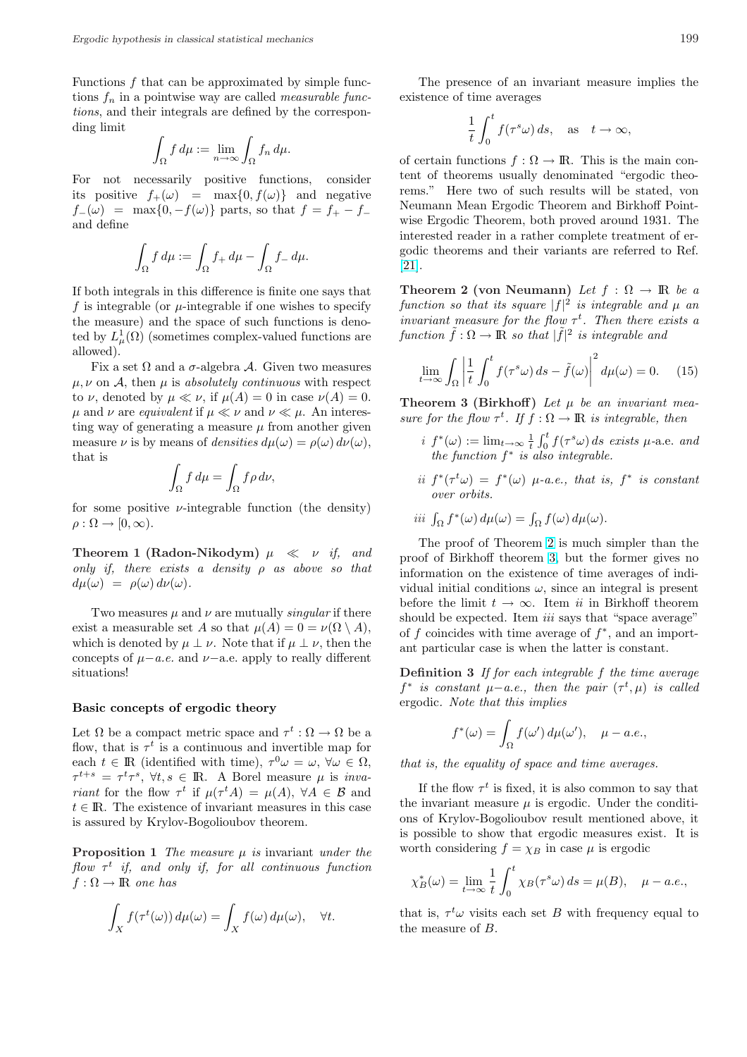Functions $f$ that can be approximated by simple functions $f_n$ in a pointwise way are called *measurable functions*, and their integrals are defined by the corresponding limit

$$\int_\Omega f\,d\mu := \lim_{n\to\infty}\int_\Omega f_n\,d\mu.$$

For not necessarily positive functions, consider its positive $f_+(\omega) = \max\{0, f(\omega)\}$ and negative $f_-(\omega) = \max\{0, -f(\omega)\}$ parts, so that $f = f_+ - f_-$ and define

$$\int_\Omega f\,d\mu := \int_\Omega f_+\,d\mu - \int_\Omega f_-\,d\mu.$$

If both integrals in this difference is finite one says that $f$ is integrable (or $\mu$-integrable if one wishes to specify the measure) and the space of such functions is denoted by $L^1_\mu(\Omega)$ (sometimes complex-valued functions are allowed).

Fix a set $\Omega$ and a $\sigma$-algebra $\mathcal{A}$. Given two measures $\mu, \nu$ on $\mathcal{A}$, then $\mu$ is *absolutely continuous* with respect to $\nu$, denoted by $\mu \ll \nu$, if $\mu(A) = 0$ in case $\nu(A) = 0$. $\mu$ and $\nu$ are *equivalent* if $\mu \ll \nu$ and $\nu \ll \mu$. An interesting way of generating a measure $\mu$ from another given measure $\nu$ is by means of *densities* $d\mu(\omega) = \rho(\omega)\,d\nu(\omega)$, that is

$$\int_\Omega f\,d\mu = \int_\Omega f\rho\,d\nu,$$

for some positive $\nu$-integrable function (the density) $\rho : \Omega \to [0, \infty)$.

**Theorem 1 (Radon-Nikodym)** *$\mu \ll \nu$ if, and only if, there exists a density $\rho$ as above so that $d\mu(\omega) = \rho(\omega)\,d\nu(\omega)$.*

Two measures $\mu$ and $\nu$ are mutually *singular* if there exist a measurable set $A$ so that $\mu(A) = 0 = \nu(\Omega \setminus A)$, which is denoted by $\mu \perp \nu$. Note that if $\mu \perp \nu$, then the concepts of $\mu-a.e.$ and $\nu$−a.e. apply to really different situations!

### Basic concepts of ergodic theory

Let $\Omega$ be a compact metric space and $\tau^t : \Omega \to \Omega$ be a flow, that is $\tau^t$ is a continuous and invertible map for each $t \in \mathbb{R}$ (identified with time), $\tau^0\omega = \omega$, $\forall \omega \in \Omega$, $\tau^{t+s} = \tau^t\tau^s$, $\forall t, s \in \mathbb{R}$. A Borel measure $\mu$ is *invariant* for the flow $\tau^t$ if $\mu(\tau^t A) = \mu(A)$, $\forall A \in \mathcal{B}$ and $t \in \mathbb{R}$. The existence of invariant measures in this case is assured by Krylov-Bogolioubov theorem.

**Proposition 1** *The measure $\mu$ is* invariant *under the flow $\tau^t$ if, and only if, for all continuous function $f : \Omega \to \mathbb{R}$ one has*

$$\int_X f(\tau^t(\omega))\,d\mu(\omega) = \int_X f(\omega)\,d\mu(\omega), \quad \forall t.$$

The presence of an invariant measure implies the existence of time averages

$$\frac{1}{t}\int_0^t f(\tau^s\omega)\,ds, \quad \text{as} \quad t \to \infty,$$

of certain functions $f : \Omega \to \mathbb{R}$. This is the main content of theorems usually denominated "ergodic theorems." Here two of such results will be stated, von Neumann Mean Ergodic Theorem and Birkhoff Pointwise Ergodic Theorem, both proved around 1931. The interested reader in a rather complete treatment of ergodic theorems and their variants are referred to Ref. [21].

**Theorem 2 (von Neumann)** *Let $f : \Omega \to \mathbb{R}$ be a function so that its square $|f|^2$ is integrable and $\mu$ an invariant measure for the flow $\tau^t$. Then there exists a function $\tilde{f} : \Omega \to \mathbb{R}$ so that $|\tilde{f}|^2$ is integrable and*

$$\lim_{t\to\infty}\int_\Omega \left|\frac{1}{t}\int_0^t f(\tau^s\omega)\,ds - \tilde{f}(\omega)\right|^2 d\mu(\omega) = 0. \quad (15)$$

**Theorem 3 (Birkhoff)** *Let $\mu$ be an invariant measure for the flow $\tau^t$. If $f : \Omega \to \mathbb{R}$ is integrable, then*

- *i* *$f^*(\omega) := \lim_{t\to\infty}\frac{1}{t}\int_0^t f(\tau^s\omega)\,ds$ exists $\mu$-a.e. and the function $f^*$ is also integrable.*
- *ii* *$f^*(\tau^t\omega) = f^*(\omega)$ $\mu$-a.e., that is, $f^*$ is constant over orbits.*
- *iii* *$\int_\Omega f^*(\omega)\,d\mu(\omega) = \int_\Omega f(\omega)\,d\mu(\omega)$.*

The proof of Theorem 2 is much simpler than the proof of Birkhoff theorem 3, but the former gives no information on the existence of time averages of individual initial conditions $\omega$, since an integral is present before the limit $t \to \infty$. Item *ii* in Birkhoff theorem should be expected. Item *iii* says that "space average" of $f$ coincides with time average of $f^*$, and an important particular case is when the latter is constant.

**Definition 3** *If for each integrable $f$ the time average $f^*$ is constant $\mu-a.e.$, then the pair $(\tau^t, \mu)$ is called* ergodic*. Note that this implies*

$$f^*(\omega) = \int_\Omega f(\omega')\,d\mu(\omega'), \quad \mu - a.e.,$$

*that is, the equality of space and time averages.*

If the flow $\tau^t$ is fixed, it is also common to say that the invariant measure $\mu$ is ergodic. Under the conditions of Krylov-Bogolioubov result mentioned above, it is possible to show that ergodic measures exist. It is worth considering $f = \chi_B$ in case $\mu$ is ergodic

$$\chi^*_B(\omega) = \lim_{t\to\infty}\frac{1}{t}\int_0^t \chi_B(\tau^s\omega)\,ds = \mu(B), \quad \mu - a.e.,$$

that is, $\tau^t\omega$ visits each set $B$ with frequency equal to the measure of $B$.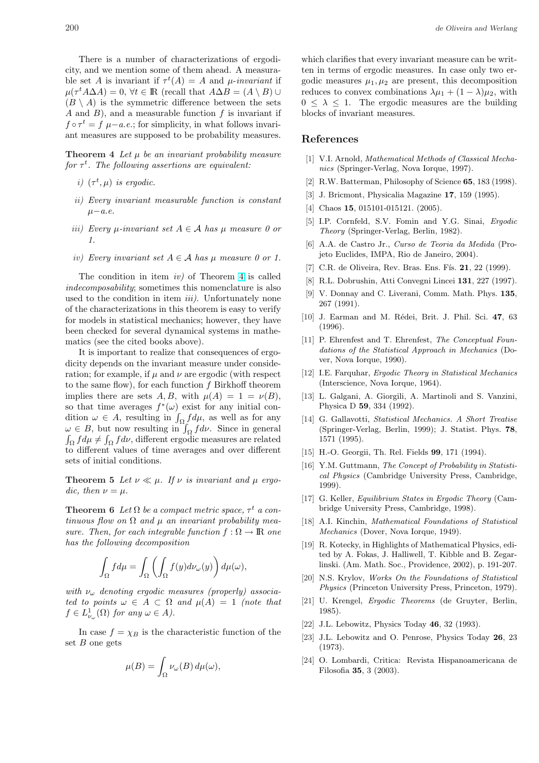There is a number of characterizations of ergodicity, and we mention some of them ahead. A measurable set $A$ is invariant if $\tau^t(A) = A$ and $\mu$*-invariant* if $\mu(\tau^t A \Delta A) = 0$, $\forall t \in \mathbb{R}$ (recall that $A\Delta B = (A \setminus B) \cup (B \setminus A)$ is the symmetric difference between the sets $A$ and $B$), and a measurable function $f$ is invariant if $f \circ \tau^t = f$ $\mu$*–a.e.*; for simplicity, in what follows invariant measures are supposed to be probability measures.

**Theorem 4** *Let $\mu$ be an invariant probability measure for $\tau^t$. The following assertions are equivalent:*

*i)* $(\tau^t, \mu)$ *is ergodic.*

*ii) Every invariant measurable function is constant* $\mu$*–a.e.*

*iii) Every $\mu$-invariant set $A \in \mathcal{A}$ has $\mu$ measure 0 or 1.*

*iv) Every invariant set $A \in \mathcal{A}$ has $\mu$ measure 0 or 1.*

The condition in item *iv)* of Theorem 4 is called *indecomposability*; sometimes this nomenclature is also used to the condition in item *iii)*. Unfortunately none of the characterizations in this theorem is easy to verify for models in statistical mechanics; however, they have been checked for several dynamical systems in mathematics (see the cited books above).

It is important to realize that consequences of ergodicity depends on the invariant measure under consideration; for example, if $\mu$ and $\nu$ are ergodic (with respect to the same flow), for each function $f$ Birkhoff theorem implies there are sets $A, B$, with $\mu(A) = 1 = \nu(B)$, so that time averages $f^*(\omega)$ exist for any initial condition $\omega \in A$, resulting in $\int_\Omega f d\mu$, as well as for any $\omega \in B$, but now resulting in $\int_\Omega f d\nu$. Since in general $\int_\Omega f d\mu \neq \int_\Omega f d\nu$, different ergodic measures are related to different values of time averages and over different sets of initial conditions.

**Theorem 5** *Let $\nu \ll \mu$. If $\nu$ is invariant and $\mu$ ergodic, then $\nu = \mu$.*

**Theorem 6** *Let $\Omega$ be a compact metric space, $\tau^t$ a continuous flow on $\Omega$ and $\mu$ an invariant probability measure. Then, for each integrable function $f : \Omega \to \mathbb{R}$ one has the following decomposition*

$$\int_\Omega f d\mu = \int_\Omega \left( \int_\Omega f(y) d\nu_\omega(y) \right) d\mu(\omega),$$

*with $\nu_\omega$ denoting ergodic measures (properly) associated to points $\omega \in A \subset \Omega$ and $\mu(A) = 1$ (note that $f \in L^1_{\nu_\omega}(\Omega)$ for any $\omega \in A$).*

In case $f = \chi_B$ is the characteristic function of the set $B$ one gets

$$\mu(B) = \int_\Omega \nu_\omega(B)\, d\mu(\omega),$$

which clarifies that every invariant measure can be written in terms of ergodic measures. In case only two ergodic measures $\mu_1, \mu_2$ are present, this decomposition reduces to convex combinations $\lambda\mu_1 + (1 - \lambda)\mu_2$, with $0 \leq \lambda \leq 1$. The ergodic measures are the building blocks of invariant measures.

## References

[1] V.I. Arnold, *Mathematical Methods of Classical Mechanics* (Springer-Verlag, Nova Iorque, 1997).

[2] R.W. Batterman, Philosophy of Science **65**, 183 (1998).

[3] J. Bricmont, Physicalia Magazine **17**, 159 (1995).

[4] Chaos **15**, 015101-015121. (2005).

[5] I.P. Cornfeld, S.V. Fomin and Y.G. Sinai, *Ergodic Theory* (Springer-Verlag, Berlin, 1982).

[6] A.A. de Castro Jr., *Curso de Teoria da Medida* (Projeto Euclides, IMPA, Rio de Janeiro, 2004).

[7] C.R. de Oliveira, Rev. Bras. Ens. Fís. **21**, 22 (1999).

[8] R.L. Dobrushin, Atti Convegni Lincei **131**, 227 (1997).

[9] V. Donnay and C. Liverani, Comm. Math. Phys. **135**, 267 (1991).

[10] J. Earman and M. Rédei, Brit. J. Phil. Sci. **47**, 63 (1996).

[11] P. Ehrenfest and T. Ehrenfest, *The Conceptual Foundations of the Statistical Approach in Mechanics* (Dover, Nova Iorque, 1990).

[12] I.E. Farquhar, *Ergodic Theory in Statistical Mechanics* (Interscience, Nova Iorque, 1964).

[13] L. Galgani, A. Giorgili, A. Martinoli and S. Vanzini, Physica D **59**, 334 (1992).

[14] G. Gallavotti, *Statistical Mechanics. A Short Treatise* (Springer-Verlag, Berlin, 1999); J. Statist. Phys. **78**, 1571 (1995).

[15] H.-O. Georgii, Th. Rel. Fields **99**, 171 (1994).

[16] Y.M. Guttmann, *The Concept of Probability in Statistical Physics* (Cambridge University Press, Cambridge, 1999).

[17] G. Keller, *Equilibrium States in Ergodic Theory* (Cambridge University Press, Cambridge, 1998).

[18] A.I. Kinchin, *Mathematical Foundations of Statistical Mechanics* (Dover, Nova Iorque, 1949).

[19] R. Kotecky, in Highlights of Mathematical Physics, edited by A. Fokas, J. Halliwell, T. Kibble and B. Zegarlinski. (Am. Math. Soc., Providence, 2002), p. 191-207.

[20] N.S. Krylov, *Works On the Foundations of Statistical Physics* (Princeton University Press, Princeton, 1979).

[21] U. Krengel, *Ergodic Theorems* (de Gruyter, Berlin, 1985).

[22] J.L. Lebowitz, Physics Today **46**, 32 (1993).

[23] J.L. Lebowitz and O. Penrose, Physics Today **26**, 23 (1973).

[24] O. Lombardi, Critica: Revista Hispanoamericana de Filosofia **35**, 3 (2003).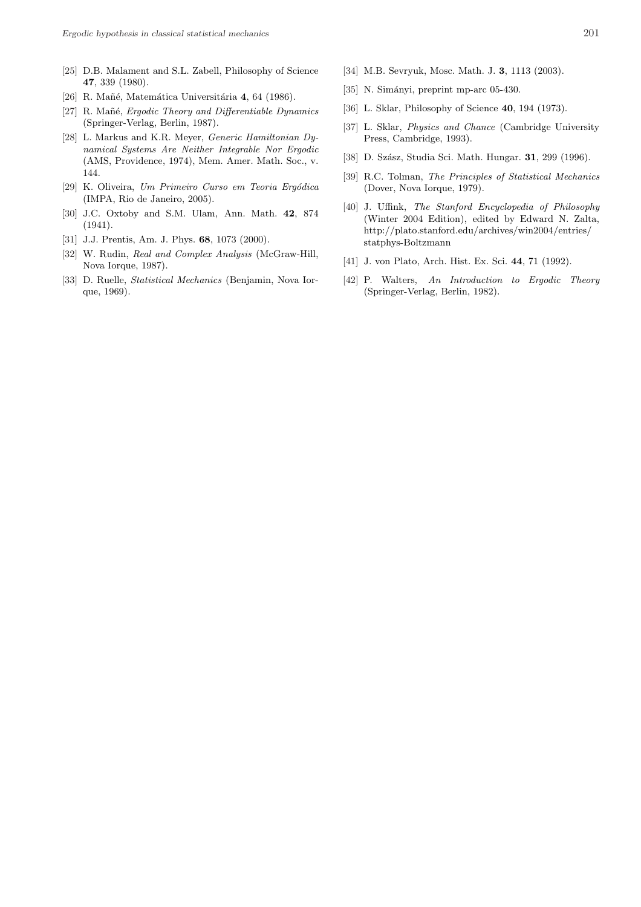[25] D.B. Malament and S.L. Zabell, Philosophy of Science **47**, 339 (1980).

[26] R. Mañé, Matemática Universitária **4**, 64 (1986).

[27] R. Mañé, *Ergodic Theory and Differentiable Dynamics* (Springer-Verlag, Berlin, 1987).

[28] L. Markus and K.R. Meyer, *Generic Hamiltonian Dynamical Systems Are Neither Integrable Nor Ergodic* (AMS, Providence, 1974), Mem. Amer. Math. Soc., v. 144.

[29] K. Oliveira, *Um Primeiro Curso em Teoria Ergódica* (IMPA, Rio de Janeiro, 2005).

[30] J.C. Oxtoby and S.M. Ulam, Ann. Math. **42**, 874 (1941).

[31] J.J. Prentis, Am. J. Phys. **68**, 1073 (2000).

[32] W. Rudin, *Real and Complex Analysis* (McGraw-Hill, Nova Iorque, 1987).

[33] D. Ruelle, *Statistical Mechanics* (Benjamin, Nova Iorque, 1969).

[34] M.B. Sevryuk, Mosc. Math. J. **3**, 1113 (2003).

[35] N. Simányi, preprint mp-arc 05-430.

[36] L. Sklar, Philosophy of Science **40**, 194 (1973).

[37] L. Sklar, *Physics and Chance* (Cambridge University Press, Cambridge, 1993).

[38] D. Szász, Studia Sci. Math. Hungar. **31**, 299 (1996).

[39] R.C. Tolman, *The Principles of Statistical Mechanics* (Dover, Nova Iorque, 1979).

[40] J. Uffink, *The Stanford Encyclopedia of Philosophy* (Winter 2004 Edition), edited by Edward N. Zalta, http://plato.stanford.edu/archives/win2004/entries/statphys-Boltzmann

[41] J. von Plato, Arch. Hist. Ex. Sci. **44**, 71 (1992).

[42] P. Walters, *An Introduction to Ergodic Theory* (Springer-Verlag, Berlin, 1982).